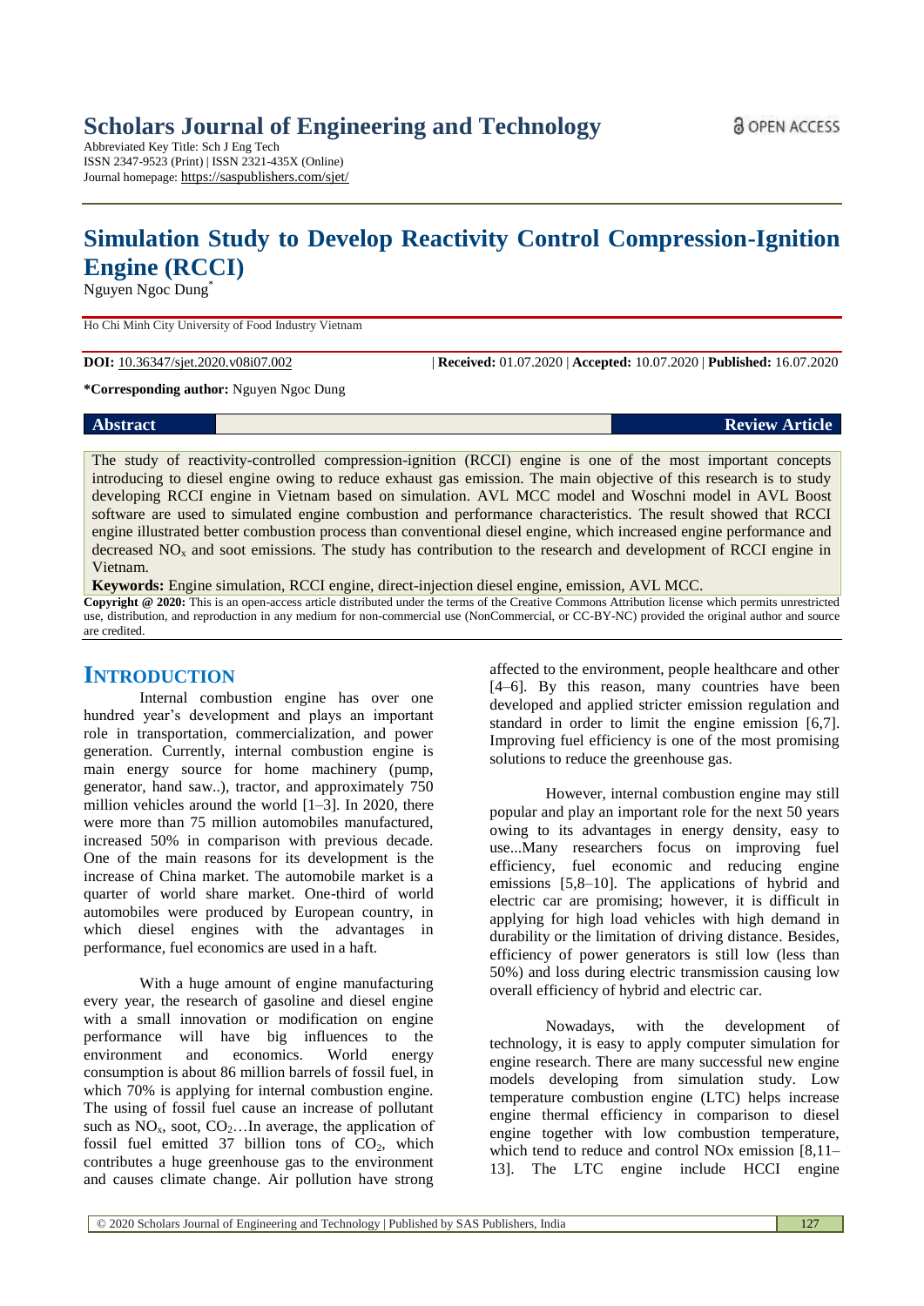# Scholars Journal of Engineering and Technology

Abbreviated Key Title: Sch J Eng Tech
ISSN 2347-9523 (Print) | ISSN 2321-435X (Online)
Journal homepage: https://saspublishers.com/sjet/

OPEN ACCESS

# Simulation Study to Develop Reactivity Control Compression-Ignition Engine (RCCI)

Nguyen Ngoc Dung*

Ho Chi Minh City University of Food Industry Vietnam

**DOI:** 10.36347/sjet.2020.v08i07.002 | **Received:** 01.07.2020 | **Accepted:** 10.07.2020 | **Published:** 16.07.2020

***Corresponding author:** Nguyen Ngoc Dung

**Abstract** **Review Article**

The study of reactivity-controlled compression-ignition (RCCI) engine is one of the most important concepts introducing to diesel engine owing to reduce exhaust gas emission. The main objective of this research is to study developing RCCI engine in Vietnam based on simulation. AVL MCC model and Woschni model in AVL Boost software are used to simulated engine combustion and performance characteristics. The result showed that RCCI engine illustrated better combustion process than conventional diesel engine, which increased engine performance and decreased $NO_x$ and soot emissions. The study has contribution to the research and development of RCCI engine in Vietnam.

**Keywords:** Engine simulation, RCCI engine, direct-injection diesel engine, emission, AVL MCC.

**Copyright @ 2020:** This is an open-access article distributed under the terms of the Creative Commons Attribution license which permits unrestricted use, distribution, and reproduction in any medium for non-commercial use (NonCommercial, or CC-BY-NC) provided the original author and source are credited.

## INTRODUCTION

Internal combustion engine has over one hundred year's development and plays an important role in transportation, commercialization, and power generation. Currently, internal combustion engine is main energy source for home machinery (pump, generator, hand saw..), tractor, and approximately 750 million vehicles around the world [1–3]. In 2020, there were more than 75 million automobiles manufactured, increased 50% in comparison with previous decade. One of the main reasons for its development is the increase of China market. The automobile market is a quarter of world share market. One-third of world automobiles were produced by European country, in which diesel engines with the advantages in performance, fuel economics are used in a haft.

With a huge amount of engine manufacturing every year, the research of gasoline and diesel engine with a small innovation or modification on engine performance will have big influences to the environment and economics. World energy consumption is about 86 million barrels of fossil fuel, in which 70% is applying for internal combustion engine. The using of fossil fuel cause an increase of pollutant such as $NO_x$, soot, $CO_2$…In average, the application of fossil fuel emitted 37 billion tons of $CO_2$, which contributes a huge greenhouse gas to the environment and causes climate change. Air pollution have strong affected to the environment, people healthcare and other [4–6]. By this reason, many countries have been developed and applied stricter emission regulation and standard in order to limit the engine emission [6,7]. Improving fuel efficiency is one of the most promising solutions to reduce the greenhouse gas.

However, internal combustion engine may still popular and play an important role for the next 50 years owing to its advantages in energy density, easy to use...Many researchers focus on improving fuel efficiency, fuel economic and reducing engine emissions [5,8–10]. The applications of hybrid and electric car are promising; however, it is difficult in applying for high load vehicles with high demand in durability or the limitation of driving distance. Besides, efficiency of power generators is still low (less than 50%) and loss during electric transmission causing low overall efficiency of hybrid and electric car.

Nowadays, with the development of technology, it is easy to apply computer simulation for engine research. There are many successful new engine models developing from simulation study. Low temperature combustion engine (LTC) helps increase engine thermal efficiency in comparison to diesel engine together with low combustion temperature, which tend to reduce and control NOx emission [8,11–13]. The LTC engine include HCCI engine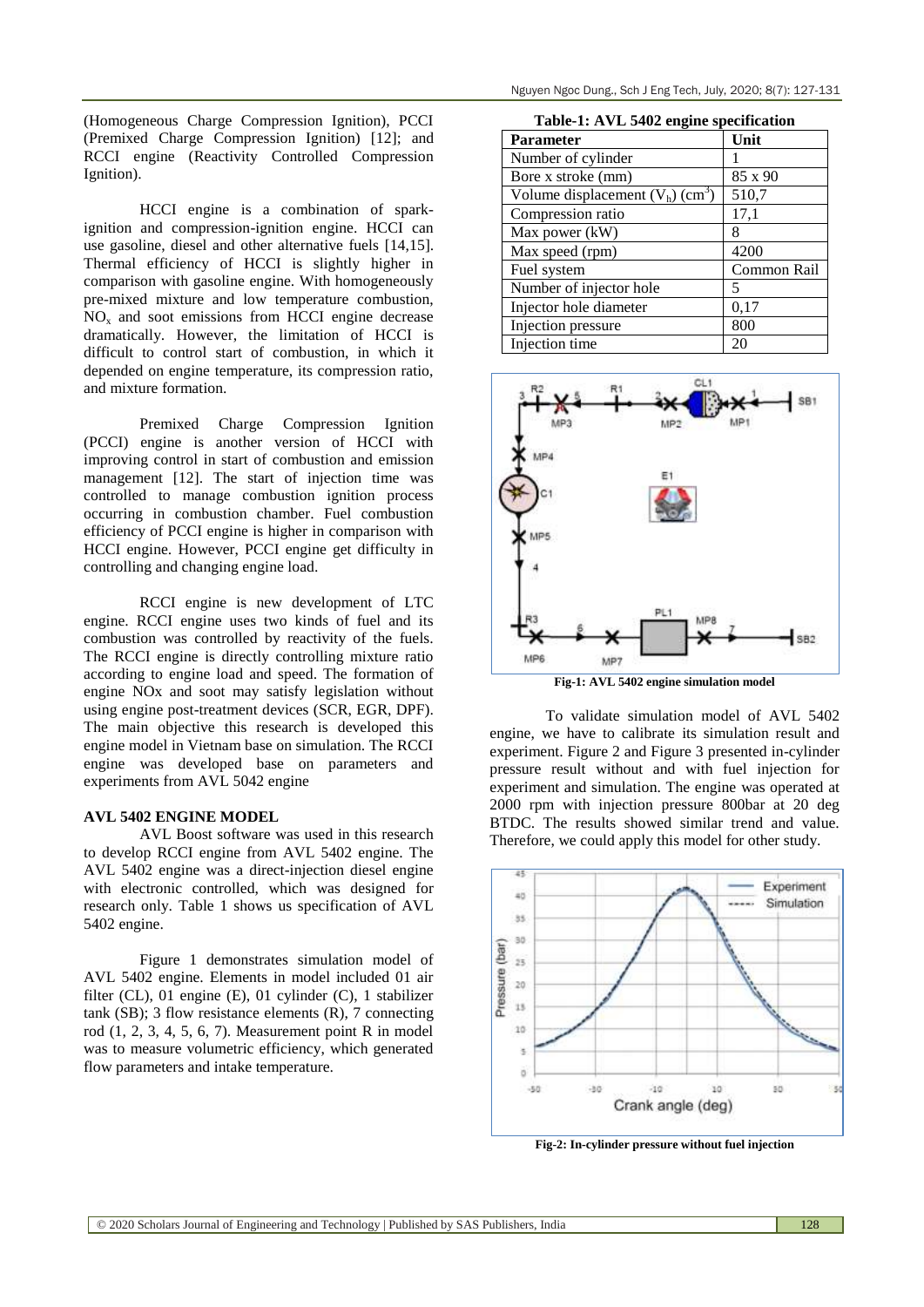(Homogeneous Charge Compression Ignition), PCCI (Premixed Charge Compression Ignition) [12]; and RCCI engine (Reactivity Controlled Compression Ignition).

HCCI engine is a combination of spark-ignition and compression-ignition engine. HCCI can use gasoline, diesel and other alternative fuels [14,15]. Thermal efficiency of HCCI is slightly higher in comparison with gasoline engine. With homogeneously pre-mixed mixture and low temperature combustion, $NO_x$ and soot emissions from HCCI engine decrease dramatically. However, the limitation of HCCI is difficult to control start of combustion, in which it depended on engine temperature, its compression ratio, and mixture formation.

Premixed Charge Compression Ignition (PCCI) engine is another version of HCCI with improving control in start of combustion and emission management [12]. The start of injection time was controlled to manage combustion ignition process occurring in combustion chamber. Fuel combustion efficiency of PCCI engine is higher in comparison with HCCI engine. However, PCCI engine get difficulty in controlling and changing engine load.

RCCI engine is new development of LTC engine. RCCI engine uses two kinds of fuel and its combustion was controlled by reactivity of the fuels. The RCCI engine is directly controlling mixture ratio according to engine load and speed. The formation of engine NOx and soot may satisfy legislation without using engine post-treatment devices (SCR, EGR, DPF). The main objective this research is developed this engine model in Vietnam base on simulation. The RCCI engine was developed base on parameters and experiments from AVL 5042 engine

## AVL 5402 ENGINE MODEL

AVL Boost software was used in this research to develop RCCI engine from AVL 5402 engine. The AVL 5402 engine was a direct-injection diesel engine with electronic controlled, which was designed for research only. Table 1 shows us specification of AVL 5402 engine.

Figure 1 demonstrates simulation model of AVL 5402 engine. Elements in model included 01 air filter (CL), 01 engine (E), 01 cylinder (C), 1 stabilizer tank (SB); 3 flow resistance elements (R), 7 connecting rod (1, 2, 3, 4, 5, 6, 7). Measurement point R in model was to measure volumetric efficiency, which generated flow parameters and intake temperature.

**Table-1: AVL 5402 engine specification**

| Parameter | Unit |
|---|---|
| Number of cylinder | 1 |
| Bore x stroke (mm) | 85 x 90 |
| Volume displacement ($V_h$) ($cm^3$) | 510,7 |
| Compression ratio | 17,1 |
| Max power (kW) | 8 |
| Max speed (rpm) | 4200 |
| Fuel system | Common Rail |
| Number of injector hole | 5 |
| Injector hole diameter | 0,17 |
| Injection pressure | 800 |
| Injection time | 20 |

**Fig-1: AVL 5402 engine simulation model**

To validate simulation model of AVL 5402 engine, we have to calibrate its simulation result and experiment. Figure 2 and Figure 3 presented in-cylinder pressure result without and with fuel injection for experiment and simulation. The engine was operated at 2000 rpm with injection pressure 800bar at 20 deg BTDC. The results showed similar trend and value. Therefore, we could apply this model for other study.

**Fig-2: In-cylinder pressure without fuel injection**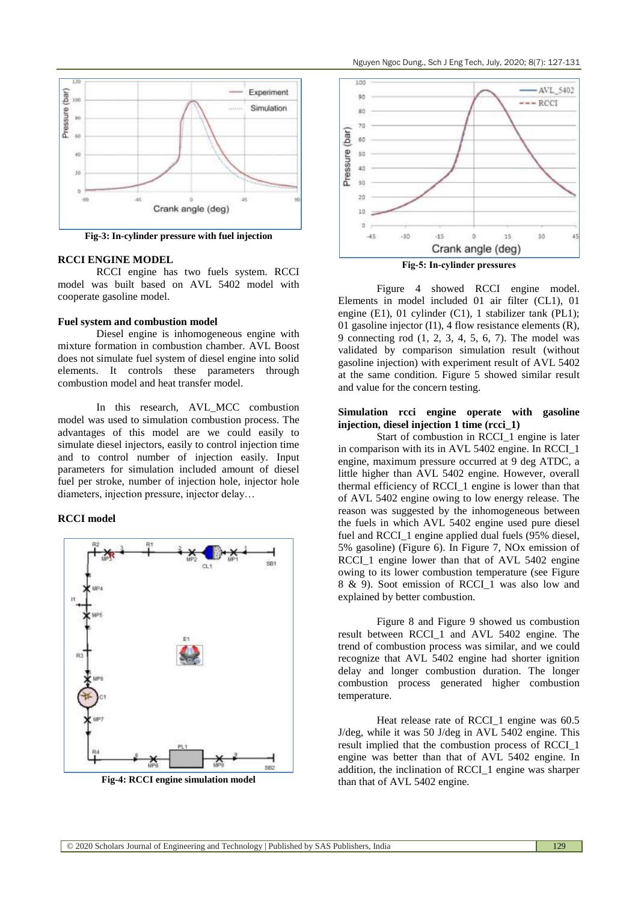Fig-3: In-cylinder pressure with fuel injection

## RCCI ENGINE MODEL

RCCI engine has two fuels system. RCCI model was built based on AVL 5402 model with cooperate gasoline model.

### Fuel system and combustion model

Diesel engine is inhomogeneous engine with mixture formation in combustion chamber. AVL Boost does not simulate fuel system of diesel engine into solid elements. It controls these parameters through combustion model and heat transfer model.

In this research, AVL_MCC combustion model was used to simulation combustion process. The advantages of this model are we could easily to simulate diesel injectors, easily to control injection time and to control number of injection easily. Input parameters for simulation included amount of diesel fuel per stroke, number of injection hole, injector hole diameters, injection pressure, injector delay…

### RCCI model

Fig-4: RCCI engine simulation model

Fig-5: In-cylinder pressures

Figure 4 showed RCCI engine model. Elements in model included 01 air filter (CL1), 01 engine (E1), 01 cylinder (C1), 1 stabilizer tank (PL1); 01 gasoline injector (I1), 4 flow resistance elements (R), 9 connecting rod (1, 2, 3, 4, 5, 6, 7). The model was validated by comparison simulation result (without gasoline injection) with experiment result of AVL 5402 at the same condition. Figure 5 showed similar result and value for the concern testing.

### Simulation rcci engine operate with gasoline injection, diesel injection 1 time (rcci_1)

Start of combustion in RCCI_1 engine is later in comparison with its in AVL 5402 engine. In RCCI_1 engine, maximum pressure occurred at 9 deg ATDC, a little higher than AVL 5402 engine. However, overall thermal efficiency of RCCI_1 engine is lower than that of AVL 5402 engine owing to low energy release. The reason was suggested by the inhomogeneous between the fuels in which AVL 5402 engine used pure diesel fuel and RCCI_1 engine applied dual fuels (95% diesel, 5% gasoline) (Figure 6). In Figure 7, NOx emission of RCCI_1 engine lower than that of AVL 5402 engine owing to its lower combustion temperature (see Figure 8 & 9). Soot emission of RCCI_1 was also low and explained by better combustion.

Figure 8 and Figure 9 showed us combustion result between RCCI_1 and AVL 5402 engine. The trend of combustion process was similar, and we could recognize that AVL 5402 engine had shorter ignition delay and longer combustion duration. The longer combustion process generated higher combustion temperature.

Heat release rate of RCCI_1 engine was 60.5 J/deg, while it was 50 J/deg in AVL 5402 engine. This result implied that the combustion process of RCCI_1 engine was better than that of AVL 5402 engine. In addition, the inclination of RCCI_1 engine was sharper than that of AVL 5402 engine.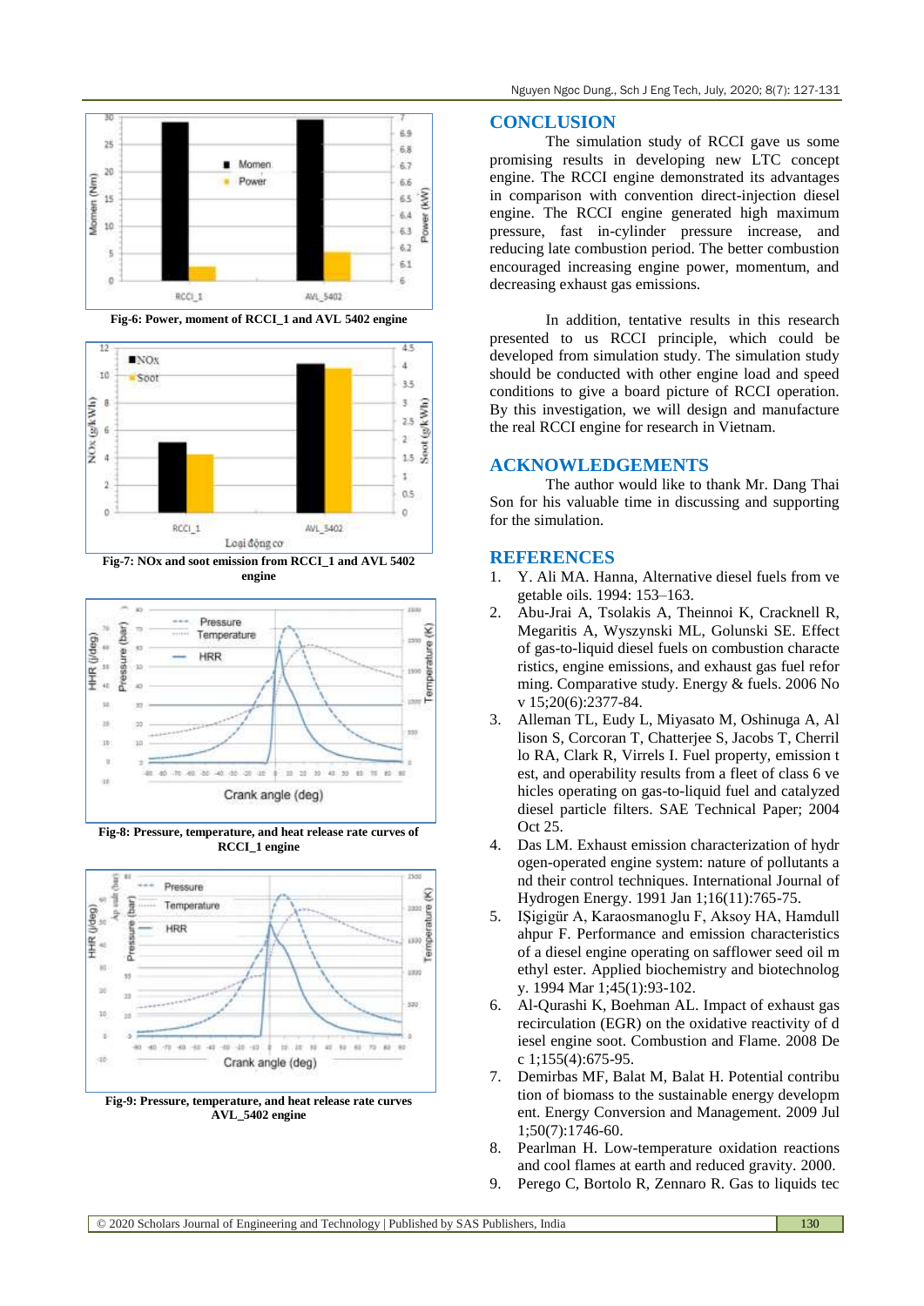Fig-6: Power, moment of RCCI_1 and AVL 5402 engine

Fig-7: NOx and soot emission from RCCI_1 and AVL 5402 engine

Fig-8: Pressure, temperature, and heat release rate curves of RCCI_1 engine

Fig-9: Pressure, temperature, and heat release rate curves AVL_5402 engine

## CONCLUSION

The simulation study of RCCI gave us some promising results in developing new LTC concept engine. The RCCI engine demonstrated its advantages in comparison with convention direct-injection diesel engine. The RCCI engine generated high maximum pressure, fast in-cylinder pressure increase, and reducing late combustion period. The better combustion encouraged increasing engine power, momentum, and decreasing exhaust gas emissions.

In addition, tentative results in this research presented to us RCCI principle, which could be developed from simulation study. The simulation study should be conducted with other engine load and speed conditions to give a board picture of RCCI operation. By this investigation, we will design and manufacture the real RCCI engine for research in Vietnam.

## ACKNOWLEDGEMENTS

The author would like to thank Mr. Dang Thai Son for his valuable time in discussing and supporting for the simulation.

## REFERENCES

1. Y. Ali MA. Hanna, Alternative diesel fuels from ve getable oils. 1994: 153–163.
2. Abu-Jrai A, Tsolakis A, Theinnoi K, Cracknell R, Megaritis A, Wyszynski ML, Golunski SE. Effect of gas-to-liquid diesel fuels on combustion characte ristics, engine emissions, and exhaust gas fuel refor ming. Comparative study. Energy & fuels. 2006 No v 15;20(6):2377-84.
3. Alleman TL, Eudy L, Miyasato M, Oshinuga A, Al lison S, Corcoran T, Chatterjee S, Jacobs T, Cherril lo RA, Clark R, Virrels I. Fuel property, emission t est, and operability results from a fleet of class 6 ve hicles operating on gas-to-liquid fuel and catalyzed diesel particle filters. SAE Technical Paper; 2004 Oct 25.
4. Das LM. Exhaust emission characterization of hydr ogen-operated engine system: nature of pollutants a nd their control techniques. International Journal of Hydrogen Energy. 1991 Jan 1;16(11):765-75.
5. IŞigigür A, Karaosmanoglu F, Aksoy HA, Hamdull ahpur F. Performance and emission characteristics of a diesel engine operating on safflower seed oil m ethyl ester. Applied biochemistry and biotechnolog y. 1994 Mar 1;45(1):93-102.
6. Al-Qurashi K, Boehman AL. Impact of exhaust gas recirculation (EGR) on the oxidative reactivity of d iesel engine soot. Combustion and Flame. 2008 De c 1;155(4):675-95.
7. Demirbas MF, Balat M, Balat H. Potential contribu tion of biomass to the sustainable energy developm ent. Energy Conversion and Management. 2009 Jul 1;50(7):1746-60.
8. Pearlman H. Low-temperature oxidation reactions and cool flames at earth and reduced gravity. 2000.
9. Perego C, Bortolo R, Zennaro R. Gas to liquids tec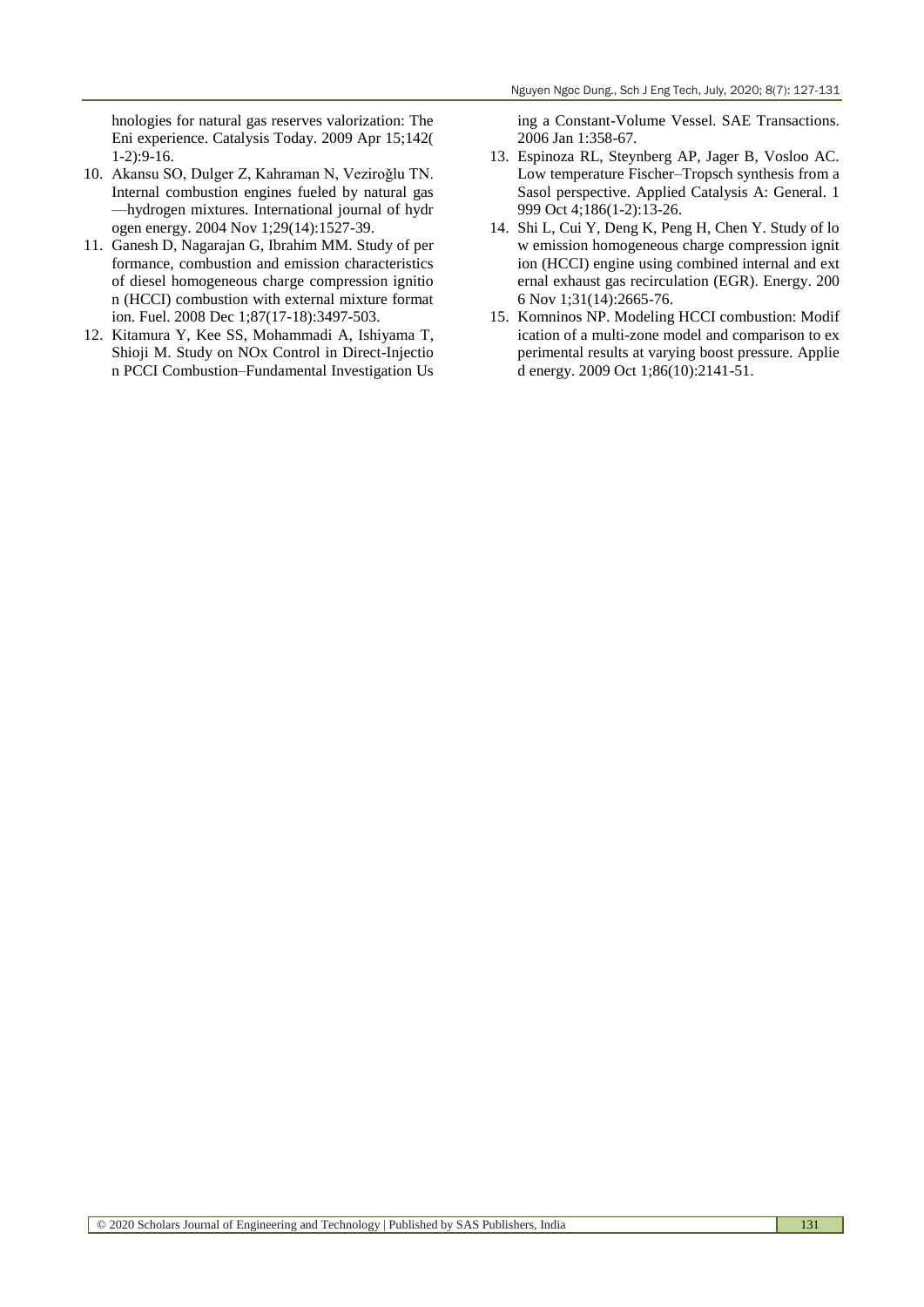hnologies for natural gas reserves valorization: The Eni experience. Catalysis Today. 2009 Apr 15;142(1-2):9-16.

10. Akansu SO, Dulger Z, Kahraman N, Veziroğlu TN. Internal combustion engines fueled by natural gas—hydrogen mixtures. International journal of hydrogen energy. 2004 Nov 1;29(14):1527-39.
11. Ganesh D, Nagarajan G, Ibrahim MM. Study of performance, combustion and emission characteristics of diesel homogeneous charge compression ignition (HCCI) combustion with external mixture formation. Fuel. 2008 Dec 1;87(17-18):3497-503.
12. Kitamura Y, Kee SS, Mohammadi A, Ishiyama T, Shioji M. Study on NOx Control in Direct-Injection PCCI Combustion–Fundamental Investigation Using a Constant-Volume Vessel. SAE Transactions. 2006 Jan 1:358-67.
13. Espinoza RL, Steynberg AP, Jager B, Vosloo AC. Low temperature Fischer–Tropsch synthesis from a Sasol perspective. Applied Catalysis A: General. 1999 Oct 4;186(1-2):13-26.
14. Shi L, Cui Y, Deng K, Peng H, Chen Y. Study of low emission homogeneous charge compression ignition (HCCI) engine using combined internal and external exhaust gas recirculation (EGR). Energy. 2006 Nov 1;31(14):2665-76.
15. Komninos NP. Modeling HCCI combustion: Modification of a multi-zone model and comparison to experimental results at varying boost pressure. Applied energy. 2009 Oct 1;86(10):2141-51.